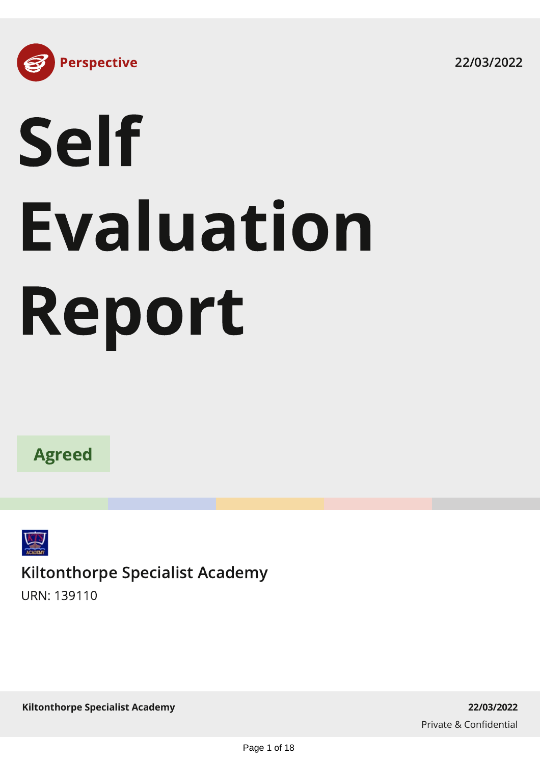Perspective

22/03/2022

# Self Evaluation Report

**Agreed**

## Kiltonthorpe Specialist Academy

URN: 139110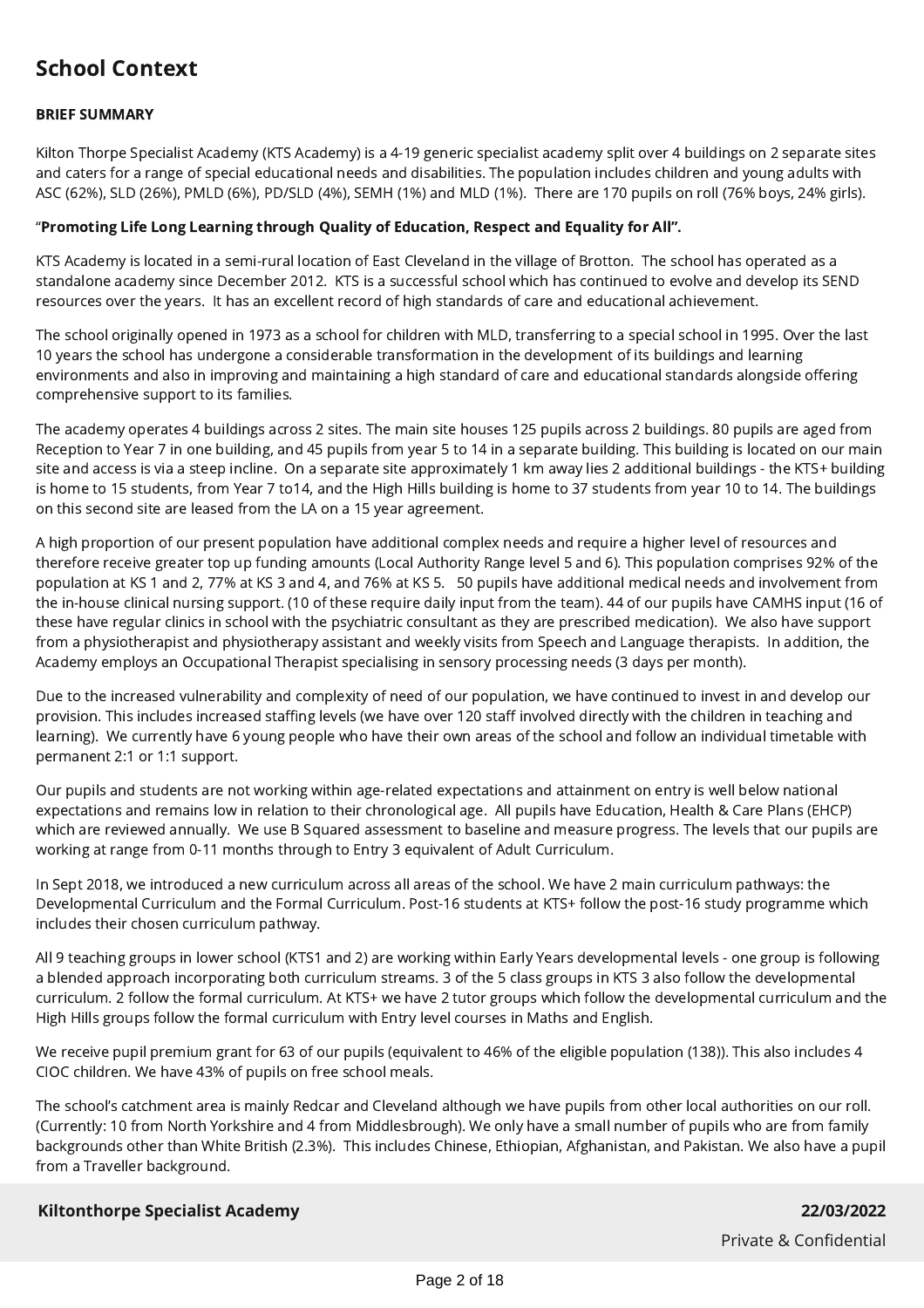# School Context

**BRIEF SUMMARY**

Kilton Thorpe Specialist Academy (KTS Academy) is a 4-19 generic specialist academy split over 4 buildings on 2 separate sites and caters for a range of special educational needs and disabilities. The population includes children and young adults with ASC (62%), SLD (26%), PMLD (6%), PD/SLD (4%), SEMH (1%) and MLD (1%). There are 170 pupils on roll (76% boys, 24% girls).

"**Promoting Life Long Learning through Quality of Education, Respect and Equality for All".**

KTS Academy is located in a semi-rural location of East Cleveland in the village of Brotton. The school has operated as a standalone academy since December 2012. KTS is a successful school which has continued to evolve and develop its SEND resources over the years. It has an excellent record of high standards of care and educational achievement.

The school originally opened in 1973 as a school for children with MLD, transferring to a special school in 1995. Over the last 10 years the school has undergone a considerable transformation in the development of its buildings and learning environments and also in improving and maintaining a high standard of care and educational standards alongside offering comprehensive support to its families.

The academy operates 4 buildings across 2 sites. The main site houses 125 pupils across 2 buildings. 80 pupils are aged from Reception to Year 7 in one building, and 45 pupils from year 5 to 14 in a separate building. This building is located on our main site and access is via a steep incline. On a separate site approximately 1 km away lies 2 additional buildings - the KTS+ building is home to 15 students, from Year 7 to14, and the High Hills building is home to 37 students from year 10 to 14. The buildings on this second site are leased from the LA on a 15 year agreement.

A high proportion of our present population have additional complex needs and require a higher level of resources and therefore receive greater top up funding amounts (Local Authority Range level 5 and 6). This population comprises 92% of the population at KS 1 and 2, 77% at KS 3 and 4, and 76% at KS 5. 50 pupils have additional medical needs and involvement from the in-house clinical nursing support. (10 of these require daily input from the team). 44 of our pupils have CAMHS input (16 of these have regular clinics in school with the psychiatric consultant as they are prescribed medication). We also have support from a physiotherapist and physiotherapy assistant and weekly visits from Speech and Language therapists. In addition, the Academy employs an Occupational Therapist specialising in sensory processing needs (3 days per month).

Due to the increased vulnerability and complexity of need of our population, we have continued to invest in and develop our provision. This includes increased staffing levels (we have over 120 staff involved directly with the children in teaching and learning). We currently have 6 young people who have their own areas of the school and follow an individual timetable with permanent 2:1 or 1:1 support.

Our pupils and students are not working within age-related expectations and attainment on entry is well below national expectations and remains low in relation to their chronological age. All pupils have Education, Health & Care Plans (EHCP) which are reviewed annually. We use B Squared assessment to baseline and measure progress. The levels that our pupils are working at range from 0-11 months through to Entry 3 equivalent of Adult Curriculum.

In Sept 2018, we introduced a new curriculum across all areas of the school. We have 2 main curriculum pathways: the Developmental Curriculum and the Formal Curriculum. Post-16 students at KTS+ follow the post-16 study programme which includes their chosen curriculum pathway.

All 9 teaching groups in lower school (KTS1 and 2) are working within Early Years developmental levels - one group is following a blended approach incorporating both curriculum streams. 3 of the 5 class groups in KTS 3 also follow the developmental curriculum. 2 follow the formal curriculum. At KTS+ we have 2 tutor groups which follow the developmental curriculum and the High Hills groups follow the formal curriculum with Entry level courses in Maths and English.

We receive pupil premium grant for 63 of our pupils (equivalent to 46% of the eligible population (138)). This also includes 4 CIOC children. We have 43% of pupils on free school meals.

The school's catchment area is mainly Redcar and Cleveland although we have pupils from other local authorities on our roll. (Currently: 10 from North Yorkshire and 4 from Middlesbrough). We only have a small number of pupils who are from family backgrounds other than White British (2.3%). This includes Chinese, Ethiopian, Afghanistan, and Pakistan. We also have a pupil from a Traveller background.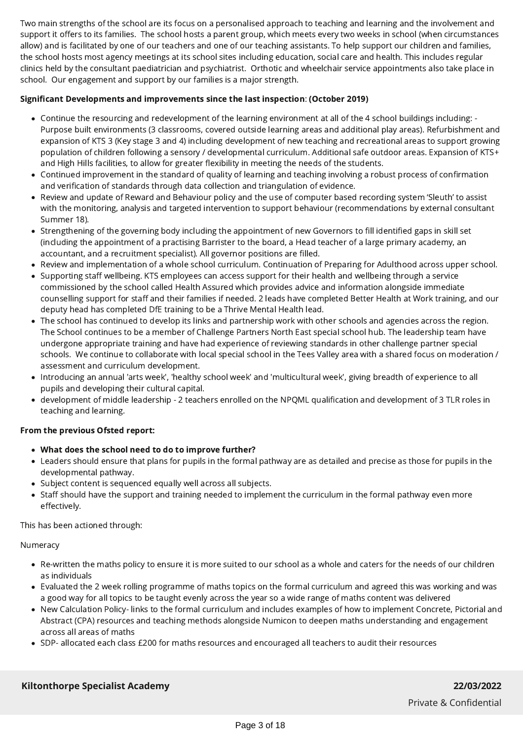Two main strengths of the school are its focus on a personalised approach to teaching and learning and the involvement and support it offers to its families. The school hosts a parent group, which meets every two weeks in school (when circumstances allow) and is facilitated by one of our teachers and one of our teaching assistants. To help support our children and families, the school hosts most agency meetings at its school sites including education, social care and health. This includes regular clinics held by the consultant paediatrician and psychiatrist. Orthotic and wheelchair service appointments also take place in school. Our engagement and support by our families is a major strength.

**Significant Developments and improvements since the last inspection**: **(October 2019)**

- Continue the resourcing and redevelopment of the learning environment at all of the 4 school buildings including: - Purpose built environments (3 classrooms, covered outside learning areas and additional play areas). Refurbishment and expansion of KTS 3 (Key stage 3 and 4) including development of new teaching and recreational areas to support growing population of children following a sensory / developmental curriculum. Additional safe outdoor areas. Expansion of KTS+ and High Hills facilities, to allow for greater flexibility in meeting the needs of the students.
- Continued improvement in the standard of quality of learning and teaching involving a robust process of confirmation and verification of standards through data collection and triangulation of evidence.
- Review and update of Reward and Behaviour policy and the use of computer based recording system 'Sleuth' to assist with the monitoring, analysis and targeted intervention to support behaviour (recommendations by external consultant Summer 18).
- Strengthening of the governing body including the appointment of new Governors to fill identified gaps in skill set (including the appointment of a practising Barrister to the board, a Head teacher of a large primary academy, an accountant, and a recruitment specialist). All governor positions are filled.
- Review and implementation of a whole school curriculum. Continuation of Preparing for Adulthood across upper school.
- Supporting staff wellbeing. KTS employees can access support for their health and wellbeing through a service commissioned by the school called Health Assured which provides advice and information alongside immediate counselling support for staff and their families if needed. 2 leads have completed Better Health at Work training, and our deputy head has completed DfE training to be a Thrive Mental Health lead.
- The school has continued to develop its links and partnership work with other schools and agencies across the region. The School continues to be a member of Challenge Partners North East special school hub. The leadership team have undergone appropriate training and have had experience of reviewing standards in other challenge partner special schools. We continue to collaborate with local special school in the Tees Valley area with a shared focus on moderation / assessment and curriculum development.
- Introducing an annual 'arts week', 'healthy school week' and 'multicultural week', giving breadth of experience to all pupils and developing their cultural capital.
- development of middle leadership - 2 teachers enrolled on the NPQML qualification and development of 3 TLR roles in teaching and learning.

**From the previous Ofsted report:**

- **What does the school need to do to improve further?**
- Leaders should ensure that plans for pupils in the formal pathway are as detailed and precise as those for pupils in the developmental pathway.
- Subject content is sequenced equally well across all subjects.
- Staff should have the support and training needed to implement the curriculum in the formal pathway even more effectively.

This has been actioned through:

Numeracy

- Re-written the maths policy to ensure it is more suited to our school as a whole and caters for the needs of our children as individuals
- Evaluated the 2 week rolling programme of maths topics on the formal curriculum and agreed this was working and was a good way for all topics to be taught evenly across the year so a wide range of maths content was delivered
- New Calculation Policy- links to the formal curriculum and includes examples of how to implement Concrete, Pictorial and Abstract (CPA) resources and teaching methods alongside Numicon to deepen maths understanding and engagement across all areas of maths
- SDP- allocated each class £200 for maths resources and encouraged all teachers to audit their resources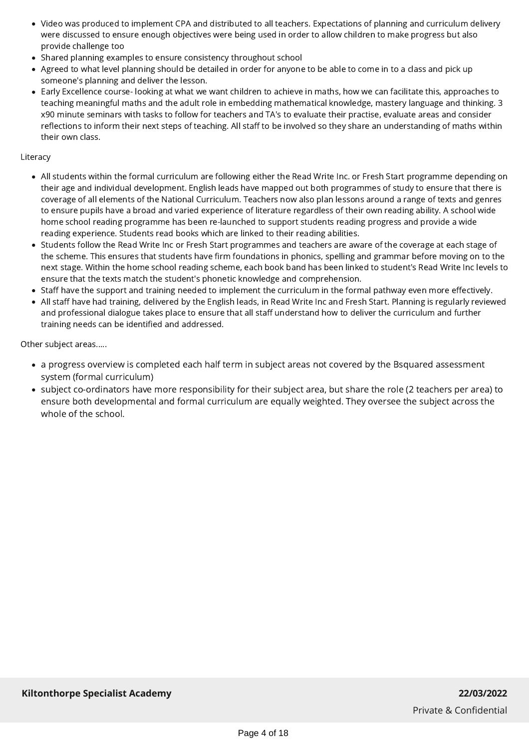- Video was produced to implement CPA and distributed to all teachers. Expectations of planning and curriculum delivery were discussed to ensure enough objectives were being used in order to allow children to make progress but also provide challenge too
- Shared planning examples to ensure consistency throughout school
- Agreed to what level planning should be detailed in order for anyone to be able to come in to a class and pick up someone's planning and deliver the lesson.
- Early Excellence course- looking at what we want children to achieve in maths, how we can facilitate this, approaches to teaching meaningful maths and the adult role in embedding mathematical knowledge, mastery language and thinking. 3 x90 minute seminars with tasks to follow for teachers and TA's to evaluate their practise, evaluate areas and consider reflections to inform their next steps of teaching. All staff to be involved so they share an understanding of maths within their own class.

Literacy

- All students within the formal curriculum are following either the Read Write Inc. or Fresh Start programme depending on their age and individual development. English leads have mapped out both programmes of study to ensure that there is coverage of all elements of the National Curriculum. Teachers now also plan lessons around a range of texts and genres to ensure pupils have a broad and varied experience of literature regardless of their own reading ability. A school wide home school reading programme has been re-launched to support students reading progress and provide a wide reading experience. Students read books which are linked to their reading abilities.
- Students follow the Read Write Inc or Fresh Start programmes and teachers are aware of the coverage at each stage of the scheme. This ensures that students have firm foundations in phonics, spelling and grammar before moving on to the next stage. Within the home school reading scheme, each book band has been linked to student's Read Write Inc levels to ensure that the texts match the student's phonetic knowledge and comprehension.
- Staff have the support and training needed to implement the curriculum in the formal pathway even more effectively.
- All staff have had training, delivered by the English leads, in Read Write Inc and Fresh Start. Planning is regularly reviewed and professional dialogue takes place to ensure that all staff understand how to deliver the curriculum and further training needs can be identified and addressed.

Other subject areas.....

- a progress overview is completed each half term in subject areas not covered by the Bsquared assessment system (formal curriculum)
- subject co-ordinators have more responsibility for their subject area, but share the role (2 teachers per area) to ensure both developmental and formal curriculum are equally weighted. They oversee the subject across the whole of the school.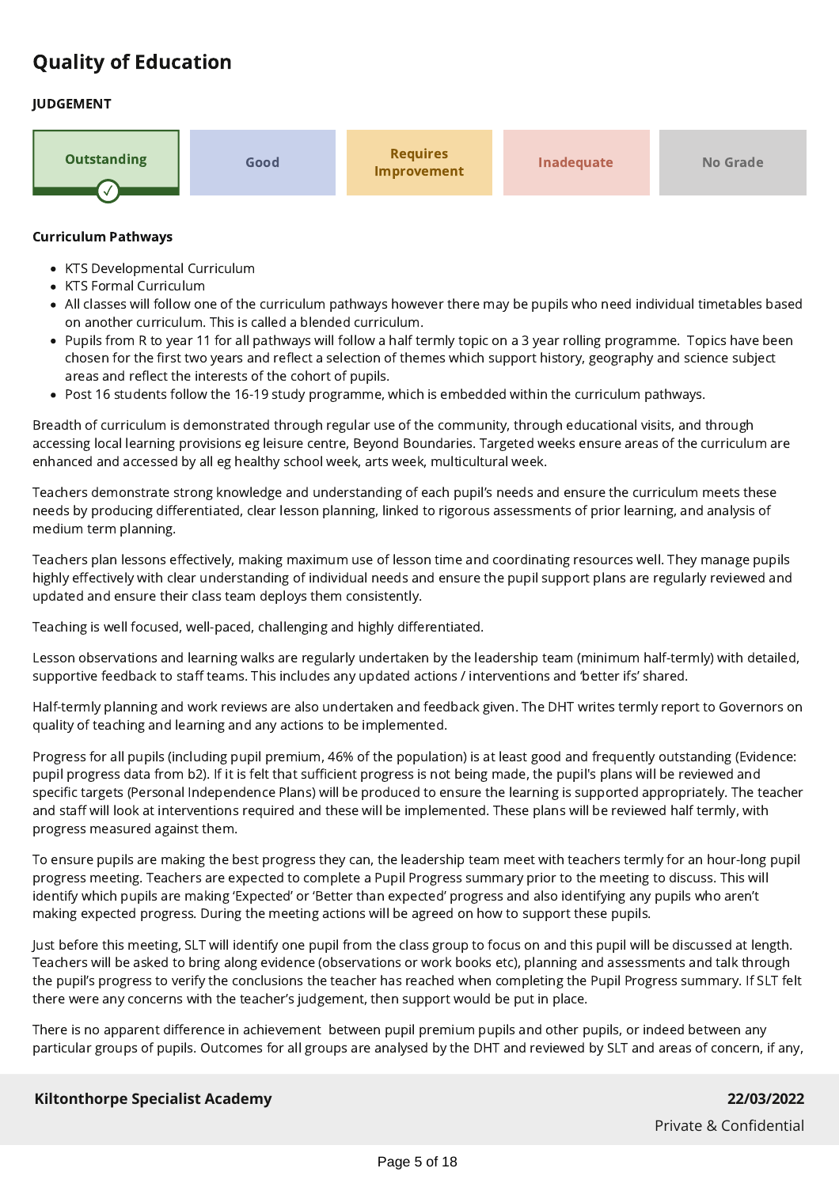## Quality of Education

**JUDGEMENT**

| Outstanding ✓ | Good | Requires Improvement | Inadequate | No Grade |
|---|---|---|---|---|

**Curriculum Pathways**

- KTS Developmental Curriculum
- KTS Formal Curriculum
- All classes will follow one of the curriculum pathways however there may be pupils who need individual timetables based on another curriculum. This is called a blended curriculum.
- Pupils from R to year 11 for all pathways will follow a half termly topic on a 3 year rolling programme. Topics have been chosen for the first two years and reflect a selection of themes which support history, geography and science subject areas and reflect the interests of the cohort of pupils.
- Post 16 students follow the 16-19 study programme, which is embedded within the curriculum pathways.

Breadth of curriculum is demonstrated through regular use of the community, through educational visits, and through accessing local learning provisions eg leisure centre, Beyond Boundaries. Targeted weeks ensure areas of the curriculum are enhanced and accessed by all eg healthy school week, arts week, multicultural week.

Teachers demonstrate strong knowledge and understanding of each pupil's needs and ensure the curriculum meets these needs by producing differentiated, clear lesson planning, linked to rigorous assessments of prior learning, and analysis of medium term planning.

Teachers plan lessons effectively, making maximum use of lesson time and coordinating resources well. They manage pupils highly effectively with clear understanding of individual needs and ensure the pupil support plans are regularly reviewed and updated and ensure their class team deploys them consistently.

Teaching is well focused, well-paced, challenging and highly differentiated.

Lesson observations and learning walks are regularly undertaken by the leadership team (minimum half-termly) with detailed, supportive feedback to staff teams. This includes any updated actions / interventions and 'better ifs' shared.

Half-termly planning and work reviews are also undertaken and feedback given. The DHT writes termly report to Governors on quality of teaching and learning and any actions to be implemented.

Progress for all pupils (including pupil premium, 46% of the population) is at least good and frequently outstanding (Evidence: pupil progress data from b2). If it is felt that sufficient progress is not being made, the pupil's plans will be reviewed and specific targets (Personal Independence Plans) will be produced to ensure the learning is supported appropriately. The teacher and staff will look at interventions required and these will be implemented. These plans will be reviewed half termly, with progress measured against them.

To ensure pupils are making the best progress they can, the leadership team meet with teachers termly for an hour-long pupil progress meeting. Teachers are expected to complete a Pupil Progress summary prior to the meeting to discuss. This will identify which pupils are making 'Expected' or 'Better than expected' progress and also identifying any pupils who aren't making expected progress. During the meeting actions will be agreed on how to support these pupils.

Just before this meeting, SLT will identify one pupil from the class group to focus on and this pupil will be discussed at length. Teachers will be asked to bring along evidence (observations or work books etc), planning and assessments and talk through the pupil's progress to verify the conclusions the teacher has reached when completing the Pupil Progress summary. If SLT felt there were any concerns with the teacher's judgement, then support would be put in place.

There is no apparent difference in achievement between pupil premium pupils and other pupils, or indeed between any particular groups of pupils. Outcomes for all groups are analysed by the DHT and reviewed by SLT and areas of concern, if any,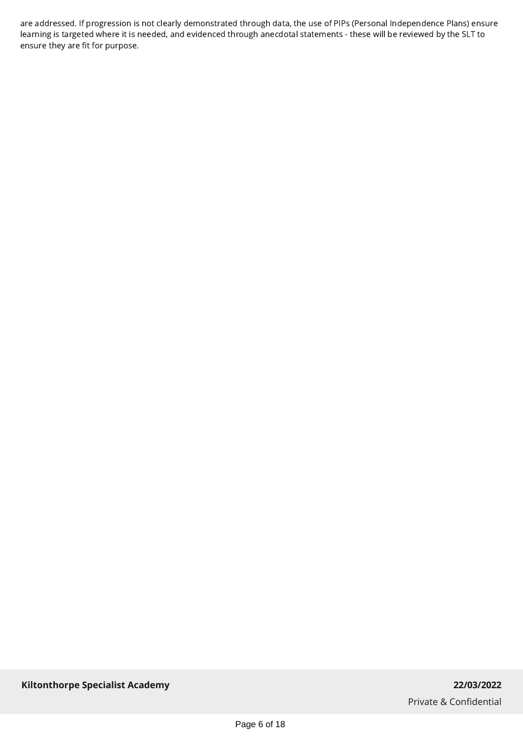are addressed. If progression is not clearly demonstrated through data, the use of PIPs (Personal Independence Plans) ensure learning is targeted where it is needed, and evidenced through anecdotal statements - these will be reviewed by the SLT to ensure they are fit for purpose.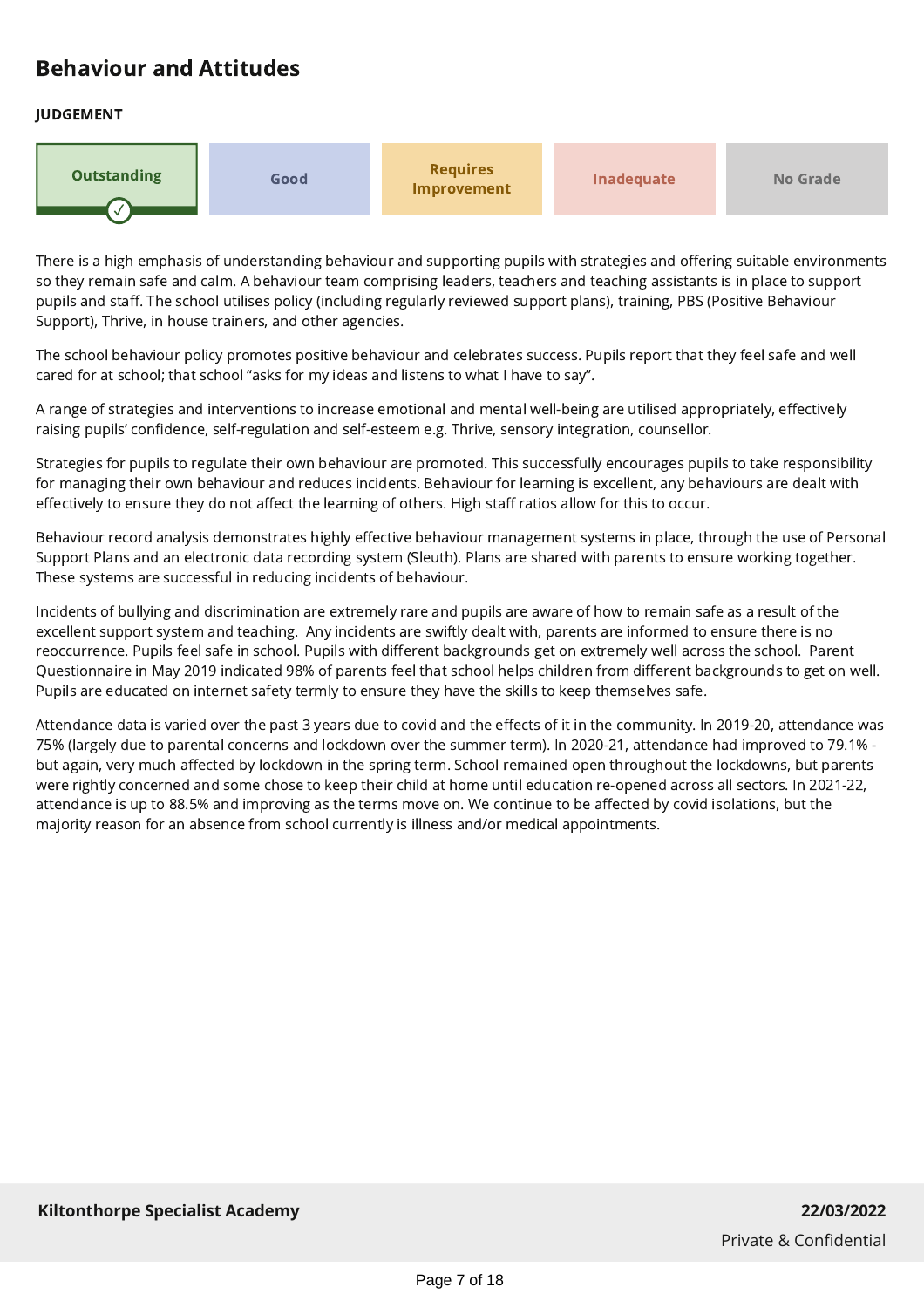## Behaviour and Attitudes

**JUDGEMENT**

| **Outstanding** ✓ | Good | Requires Improvement | Inadequate | No Grade |
|---|---|---|---|---|

There is a high emphasis of understanding behaviour and supporting pupils with strategies and offering suitable environments so they remain safe and calm. A behaviour team comprising leaders, teachers and teaching assistants is in place to support pupils and staff. The school utilises policy (including regularly reviewed support plans), training, PBS (Positive Behaviour Support), Thrive, in house trainers, and other agencies.

The school behaviour policy promotes positive behaviour and celebrates success. Pupils report that they feel safe and well cared for at school; that school "asks for my ideas and listens to what I have to say".

A range of strategies and interventions to increase emotional and mental well-being are utilised appropriately, effectively raising pupils' confidence, self-regulation and self-esteem e.g. Thrive, sensory integration, counsellor.

Strategies for pupils to regulate their own behaviour are promoted. This successfully encourages pupils to take responsibility for managing their own behaviour and reduces incidents. Behaviour for learning is excellent, any behaviours are dealt with effectively to ensure they do not affect the learning of others. High staff ratios allow for this to occur.

Behaviour record analysis demonstrates highly effective behaviour management systems in place, through the use of Personal Support Plans and an electronic data recording system (Sleuth). Plans are shared with parents to ensure working together. These systems are successful in reducing incidents of behaviour.

Incidents of bullying and discrimination are extremely rare and pupils are aware of how to remain safe as a result of the excellent support system and teaching. Any incidents are swiftly dealt with, parents are informed to ensure there is no reoccurrence. Pupils feel safe in school. Pupils with different backgrounds get on extremely well across the school. Parent Questionnaire in May 2019 indicated 98% of parents feel that school helps children from different backgrounds to get on well. Pupils are educated on internet safety termly to ensure they have the skills to keep themselves safe.

Attendance data is varied over the past 3 years due to covid and the effects of it in the community. In 2019-20, attendance was 75% (largely due to parental concerns and lockdown over the summer term). In 2020-21, attendance had improved to 79.1% - but again, very much affected by lockdown in the spring term. School remained open throughout the lockdowns, but parents were rightly concerned and some chose to keep their child at home until education re-opened across all sectors. In 2021-22, attendance is up to 88.5% and improving as the terms move on. We continue to be affected by covid isolations, but the majority reason for an absence from school currently is illness and/or medical appointments.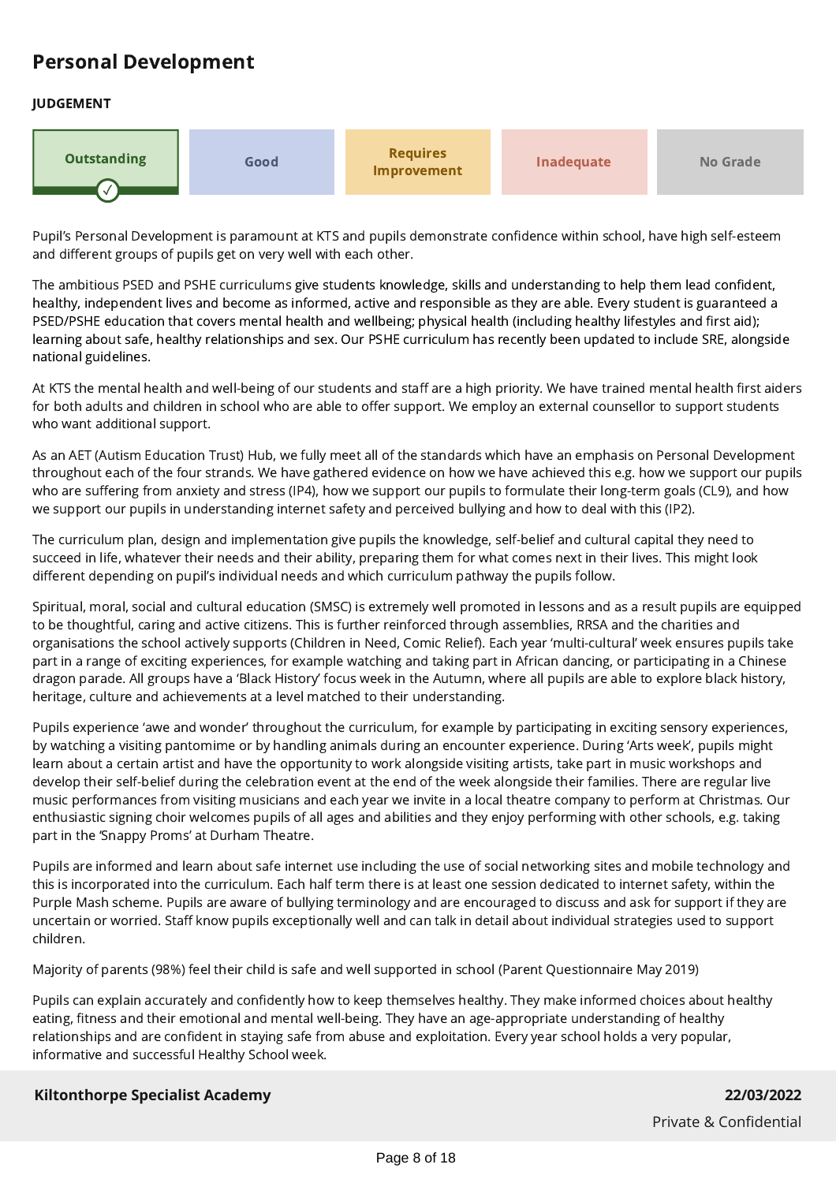## Personal Development

**JUDGEMENT**

| Outstanding ✓ | Good | Requires Improvement | Inadequate | No Grade |
|---|---|---|---|---|

Pupil's Personal Development is paramount at KTS and pupils demonstrate confidence within school, have high self-esteem and different groups of pupils get on very well with each other.

The ambitious PSED and PSHE curriculums give students knowledge, skills and understanding to help them lead confident, healthy, independent lives and become as informed, active and responsible as they are able. Every student is guaranteed a PSED/PSHE education that covers mental health and wellbeing; physical health (including healthy lifestyles and first aid); learning about safe, healthy relationships and sex. Our PSHE curriculum has recently been updated to include SRE, alongside national guidelines.

At KTS the mental health and well-being of our students and staff are a high priority. We have trained mental health first aiders for both adults and children in school who are able to offer support. We employ an external counsellor to support students who want additional support.

As an AET (Autism Education Trust) Hub, we fully meet all of the standards which have an emphasis on Personal Development throughout each of the four strands. We have gathered evidence on how we have achieved this e.g. how we support our pupils who are suffering from anxiety and stress (IP4), how we support our pupils to formulate their long-term goals (CL9), and how we support our pupils in understanding internet safety and perceived bullying and how to deal with this (IP2).

The curriculum plan, design and implementation give pupils the knowledge, self-belief and cultural capital they need to succeed in life, whatever their needs and their ability, preparing them for what comes next in their lives. This might look different depending on pupil's individual needs and which curriculum pathway the pupils follow.

Spiritual, moral, social and cultural education (SMSC) is extremely well promoted in lessons and as a result pupils are equipped to be thoughtful, caring and active citizens. This is further reinforced through assemblies, RRSA and the charities and organisations the school actively supports (Children in Need, Comic Relief). Each year 'multi-cultural' week ensures pupils take part in a range of exciting experiences, for example watching and taking part in African dancing, or participating in a Chinese dragon parade. All groups have a 'Black History' focus week in the Autumn, where all pupils are able to explore black history, heritage, culture and achievements at a level matched to their understanding.

Pupils experience 'awe and wonder' throughout the curriculum, for example by participating in exciting sensory experiences, by watching a visiting pantomime or by handling animals during an encounter experience. During 'Arts week', pupils might learn about a certain artist and have the opportunity to work alongside visiting artists, take part in music workshops and develop their self-belief during the celebration event at the end of the week alongside their families. There are regular live music performances from visiting musicians and each year we invite in a local theatre company to perform at Christmas. Our enthusiastic signing choir welcomes pupils of all ages and abilities and they enjoy performing with other schools, e.g. taking part in the 'Snappy Proms' at Durham Theatre.

Pupils are informed and learn about safe internet use including the use of social networking sites and mobile technology and this is incorporated into the curriculum. Each half term there is at least one session dedicated to internet safety, within the Purple Mash scheme. Pupils are aware of bullying terminology and are encouraged to discuss and ask for support if they are uncertain or worried. Staff know pupils exceptionally well and can talk in detail about individual strategies used to support children.

Majority of parents (98%) feel their child is safe and well supported in school (Parent Questionnaire May 2019)

Pupils can explain accurately and confidently how to keep themselves healthy. They make informed choices about healthy eating, fitness and their emotional and mental well-being. They have an age-appropriate understanding of healthy relationships and are confident in staying safe from abuse and exploitation. Every year school holds a very popular, informative and successful Healthy School week.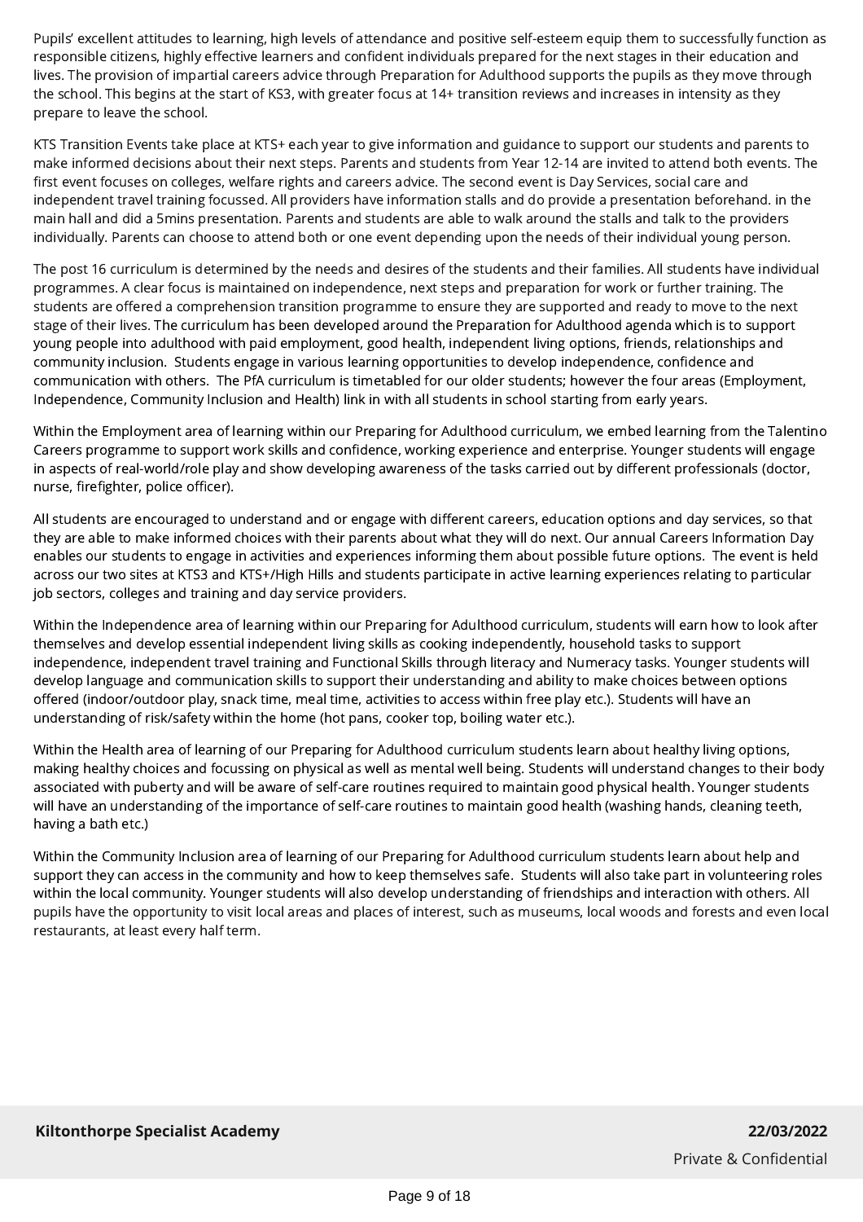Pupils' excellent attitudes to learning, high levels of attendance and positive self-esteem equip them to successfully function as responsible citizens, highly effective learners and confident individuals prepared for the next stages in their education and lives. The provision of impartial careers advice through Preparation for Adulthood supports the pupils as they move through the school. This begins at the start of KS3, with greater focus at 14+ transition reviews and increases in intensity as they prepare to leave the school.

KTS Transition Events take place at KTS+ each year to give information and guidance to support our students and parents to make informed decisions about their next steps. Parents and students from Year 12-14 are invited to attend both events. The first event focuses on colleges, welfare rights and careers advice. The second event is Day Services, social care and independent travel training focussed. All providers have information stalls and do provide a presentation beforehand. in the main hall and did a 5mins presentation. Parents and students are able to walk around the stalls and talk to the providers individually. Parents can choose to attend both or one event depending upon the needs of their individual young person.

The post 16 curriculum is determined by the needs and desires of the students and their families. All students have individual programmes. A clear focus is maintained on independence, next steps and preparation for work or further training. The students are offered a comprehension transition programme to ensure they are supported and ready to move to the next stage of their lives. The curriculum has been developed around the Preparation for Adulthood agenda which is to support young people into adulthood with paid employment, good health, independent living options, friends, relationships and community inclusion. Students engage in various learning opportunities to develop independence, confidence and communication with others. The PfA curriculum is timetabled for our older students; however the four areas (Employment, Independence, Community Inclusion and Health) link in with all students in school starting from early years.

Within the Employment area of learning within our Preparing for Adulthood curriculum, we embed learning from the Talentino Careers programme to support work skills and confidence, working experience and enterprise. Younger students will engage in aspects of real-world/role play and show developing awareness of the tasks carried out by different professionals (doctor, nurse, firefighter, police officer).

All students are encouraged to understand and or engage with different careers, education options and day services, so that they are able to make informed choices with their parents about what they will do next. Our annual Careers Information Day enables our students to engage in activities and experiences informing them about possible future options. The event is held across our two sites at KTS3 and KTS+/High Hills and students participate in active learning experiences relating to particular job sectors, colleges and training and day service providers.

Within the Independence area of learning within our Preparing for Adulthood curriculum, students will earn how to look after themselves and develop essential independent living skills as cooking independently, household tasks to support independence, independent travel training and Functional Skills through literacy and Numeracy tasks. Younger students will develop language and communication skills to support their understanding and ability to make choices between options offered (indoor/outdoor play, snack time, meal time, activities to access within free play etc.). Students will have an understanding of risk/safety within the home (hot pans, cooker top, boiling water etc.).

Within the Health area of learning of our Preparing for Adulthood curriculum students learn about healthy living options, making healthy choices and focussing on physical as well as mental well being. Students will understand changes to their body associated with puberty and will be aware of self-care routines required to maintain good physical health. Younger students will have an understanding of the importance of self-care routines to maintain good health (washing hands, cleaning teeth, having a bath etc.)

Within the Community Inclusion area of learning of our Preparing for Adulthood curriculum students learn about help and support they can access in the community and how to keep themselves safe. Students will also take part in volunteering roles within the local community. Younger students will also develop understanding of friendships and interaction with others. All pupils have the opportunity to visit local areas and places of interest, such as museums, local woods and forests and even local restaurants, at least every half term.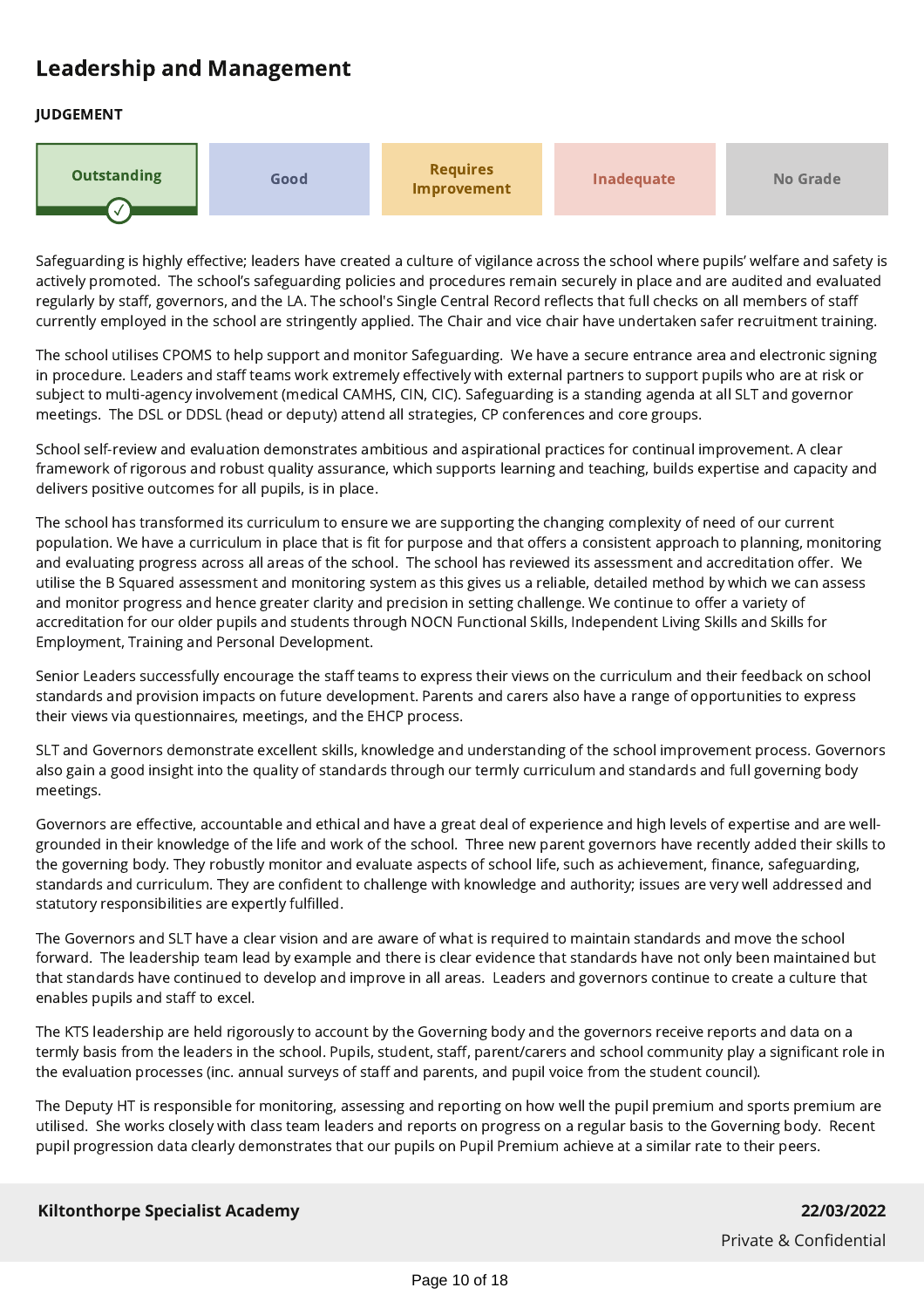## Leadership and Management

**JUDGEMENT**

| **Outstanding** ✓ | Good | Requires Improvement | Inadequate | No Grade |
|---|---|---|---|---|

Safeguarding is highly effective; leaders have created a culture of vigilance across the school where pupils' welfare and safety is actively promoted. The school's safeguarding policies and procedures remain securely in place and are audited and evaluated regularly by staff, governors, and the LA. The school's Single Central Record reflects that full checks on all members of staff currently employed in the school are stringently applied. The Chair and vice chair have undertaken safer recruitment training.

The school utilises CPOMS to help support and monitor Safeguarding. We have a secure entrance area and electronic signing in procedure. Leaders and staff teams work extremely effectively with external partners to support pupils who are at risk or subject to multi-agency involvement (medical CAMHS, CIN, CIC). Safeguarding is a standing agenda at all SLT and governor meetings. The DSL or DDSL (head or deputy) attend all strategies, CP conferences and core groups.

School self-review and evaluation demonstrates ambitious and aspirational practices for continual improvement. A clear framework of rigorous and robust quality assurance, which supports learning and teaching, builds expertise and capacity and delivers positive outcomes for all pupils, is in place.

The school has transformed its curriculum to ensure we are supporting the changing complexity of need of our current population. We have a curriculum in place that is fit for purpose and that offers a consistent approach to planning, monitoring and evaluating progress across all areas of the school. The school has reviewed its assessment and accreditation offer. We utilise the B Squared assessment and monitoring system as this gives us a reliable, detailed method by which we can assess and monitor progress and hence greater clarity and precision in setting challenge. We continue to offer a variety of accreditation for our older pupils and students through NOCN Functional Skills, Independent Living Skills and Skills for Employment, Training and Personal Development.

Senior Leaders successfully encourage the staff teams to express their views on the curriculum and their feedback on school standards and provision impacts on future development. Parents and carers also have a range of opportunities to express their views via questionnaires, meetings, and the EHCP process.

SLT and Governors demonstrate excellent skills, knowledge and understanding of the school improvement process. Governors also gain a good insight into the quality of standards through our termly curriculum and standards and full governing body meetings.

Governors are effective, accountable and ethical and have a great deal of experience and high levels of expertise and are well-grounded in their knowledge of the life and work of the school. Three new parent governors have recently added their skills to the governing body. They robustly monitor and evaluate aspects of school life, such as achievement, finance, safeguarding, standards and curriculum. They are confident to challenge with knowledge and authority; issues are very well addressed and statutory responsibilities are expertly fulfilled.

The Governors and SLT have a clear vision and are aware of what is required to maintain standards and move the school forward. The leadership team lead by example and there is clear evidence that standards have not only been maintained but that standards have continued to develop and improve in all areas. Leaders and governors continue to create a culture that enables pupils and staff to excel.

The KTS leadership are held rigorously to account by the Governing body and the governors receive reports and data on a termly basis from the leaders in the school. Pupils, student, staff, parent/carers and school community play a significant role in the evaluation processes (inc. annual surveys of staff and parents, and pupil voice from the student council).

The Deputy HT is responsible for monitoring, assessing and reporting on how well the pupil premium and sports premium are utilised. She works closely with class team leaders and reports on progress on a regular basis to the Governing body. Recent pupil progression data clearly demonstrates that our pupils on Pupil Premium achieve at a similar rate to their peers.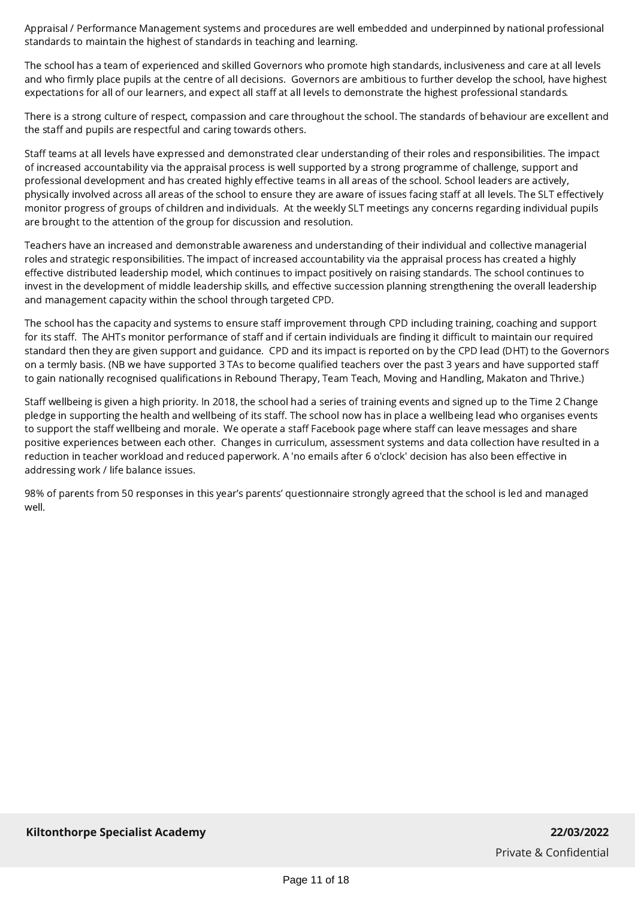Appraisal / Performance Management systems and procedures are well embedded and underpinned by national professional standards to maintain the highest of standards in teaching and learning.

The school has a team of experienced and skilled Governors who promote high standards, inclusiveness and care at all levels and who firmly place pupils at the centre of all decisions. Governors are ambitious to further develop the school, have highest expectations for all of our learners, and expect all staff at all levels to demonstrate the highest professional standards.

There is a strong culture of respect, compassion and care throughout the school. The standards of behaviour are excellent and the staff and pupils are respectful and caring towards others.

Staff teams at all levels have expressed and demonstrated clear understanding of their roles and responsibilities. The impact of increased accountability via the appraisal process is well supported by a strong programme of challenge, support and professional development and has created highly effective teams in all areas of the school. School leaders are actively, physically involved across all areas of the school to ensure they are aware of issues facing staff at all levels. The SLT effectively monitor progress of groups of children and individuals. At the weekly SLT meetings any concerns regarding individual pupils are brought to the attention of the group for discussion and resolution.

Teachers have an increased and demonstrable awareness and understanding of their individual and collective managerial roles and strategic responsibilities. The impact of increased accountability via the appraisal process has created a highly effective distributed leadership model, which continues to impact positively on raising standards. The school continues to invest in the development of middle leadership skills, and effective succession planning strengthening the overall leadership and management capacity within the school through targeted CPD.

The school has the capacity and systems to ensure staff improvement through CPD including training, coaching and support for its staff. The AHTs monitor performance of staff and if certain individuals are finding it difficult to maintain our required standard then they are given support and guidance. CPD and its impact is reported on by the CPD lead (DHT) to the Governors on a termly basis. (NB we have supported 3 TAs to become qualified teachers over the past 3 years and have supported staff to gain nationally recognised qualifications in Rebound Therapy, Team Teach, Moving and Handling, Makaton and Thrive.)

Staff wellbeing is given a high priority. In 2018, the school had a series of training events and signed up to the Time 2 Change pledge in supporting the health and wellbeing of its staff. The school now has in place a wellbeing lead who organises events to support the staff wellbeing and morale. We operate a staff Facebook page where staff can leave messages and share positive experiences between each other. Changes in curriculum, assessment systems and data collection have resulted in a reduction in teacher workload and reduced paperwork. A 'no emails after 6 o'clock' decision has also been effective in addressing work / life balance issues.

98% of parents from 50 responses in this year's parents' questionnaire strongly agreed that the school is led and managed well.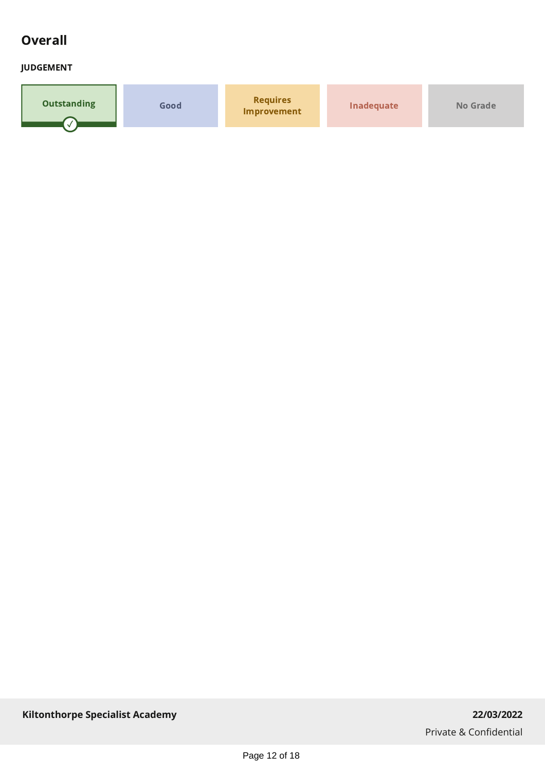## Overall

**JUDGEMENT**

| Outstanding ✓ | Good | Requires Improvement | Inadequate | No Grade |
|---|---|---|---|---|

**Kiltonthorpe Specialist Academy** **22/03/2022**

Private & Confidential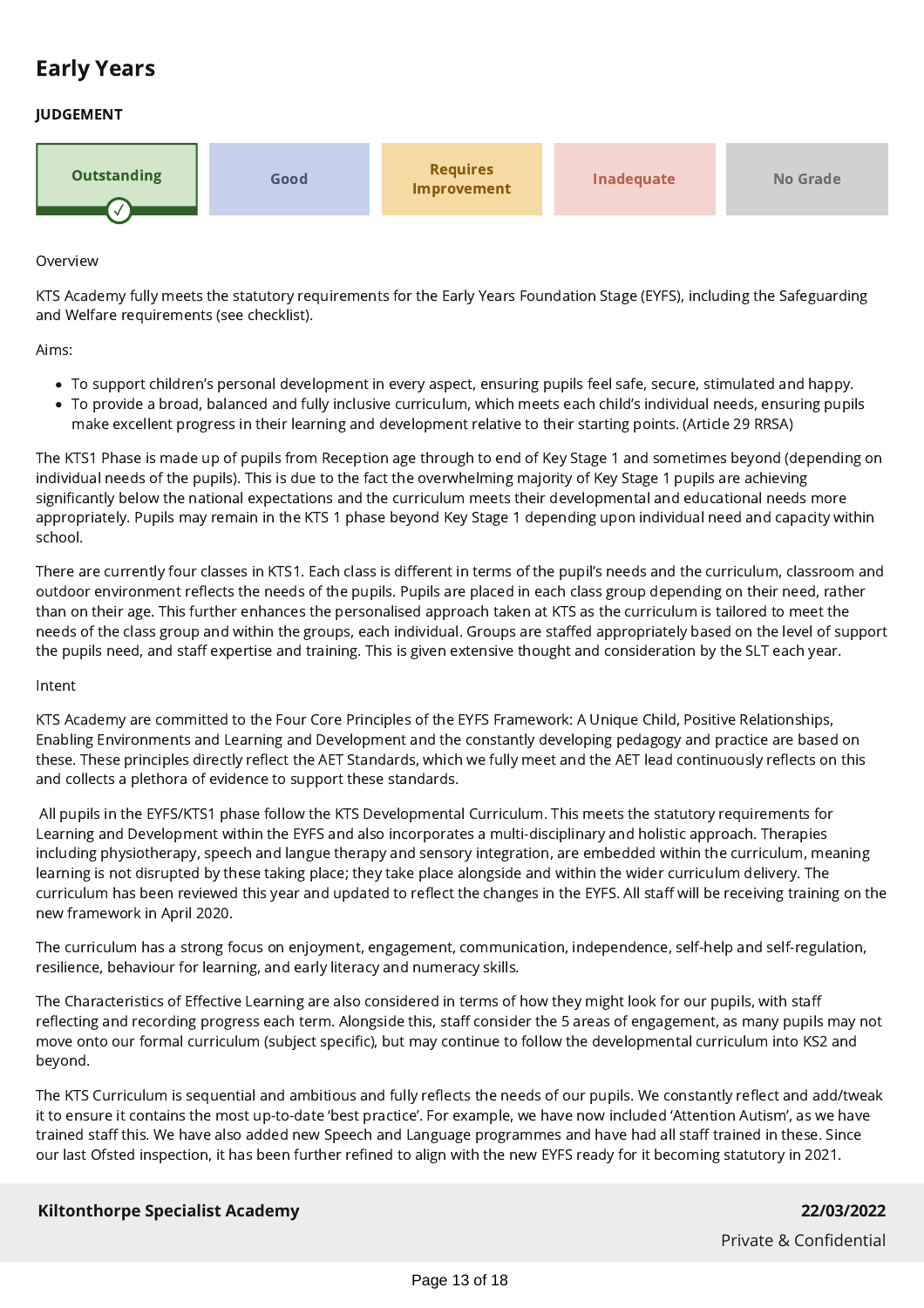## Early Years

**JUDGEMENT**

| Outstanding ✓ | Good | Requires Improvement | Inadequate | No Grade |
|---|---|---|---|---|

Overview

KTS Academy fully meets the statutory requirements for the Early Years Foundation Stage (EYFS), including the Safeguarding and Welfare requirements (see checklist).

Aims:

- To support children's personal development in every aspect, ensuring pupils feel safe, secure, stimulated and happy.
- To provide a broad, balanced and fully inclusive curriculum, which meets each child's individual needs, ensuring pupils make excellent progress in their learning and development relative to their starting points. (Article 29 RRSA)

The KTS1 Phase is made up of pupils from Reception age through to end of Key Stage 1 and sometimes beyond (depending on individual needs of the pupils). This is due to the fact the overwhelming majority of Key Stage 1 pupils are achieving significantly below the national expectations and the curriculum meets their developmental and educational needs more appropriately. Pupils may remain in the KTS 1 phase beyond Key Stage 1 depending upon individual need and capacity within school.

There are currently four classes in KTS1. Each class is different in terms of the pupil's needs and the curriculum, classroom and outdoor environment reflects the needs of the pupils. Pupils are placed in each class group depending on their need, rather than on their age. This further enhances the personalised approach taken at KTS as the curriculum is tailored to meet the needs of the class group and within the groups, each individual. Groups are staffed appropriately based on the level of support the pupils need, and staff expertise and training. This is given extensive thought and consideration by the SLT each year.

Intent

KTS Academy are committed to the Four Core Principles of the EYFS Framework: A Unique Child, Positive Relationships, Enabling Environments and Learning and Development and the constantly developing pedagogy and practice are based on these. These principles directly reflect the AET Standards, which we fully meet and the AET lead continuously reflects on this and collects a plethora of evidence to support these standards.

All pupils in the EYFS/KTS1 phase follow the KTS Developmental Curriculum. This meets the statutory requirements for Learning and Development within the EYFS and also incorporates a multi-disciplinary and holistic approach. Therapies including physiotherapy, speech and langue therapy and sensory integration, are embedded within the curriculum, meaning learning is not disrupted by these taking place; they take place alongside and within the wider curriculum delivery. The curriculum has been reviewed this year and updated to reflect the changes in the EYFS. All staff will be receiving training on the new framework in April 2020.

The curriculum has a strong focus on enjoyment, engagement, communication, independence, self-help and self-regulation, resilience, behaviour for learning, and early literacy and numeracy skills.

The Characteristics of Effective Learning are also considered in terms of how they might look for our pupils, with staff reflecting and recording progress each term. Alongside this, staff consider the 5 areas of engagement, as many pupils may not move onto our formal curriculum (subject specific), but may continue to follow the developmental curriculum into KS2 and beyond.

The KTS Curriculum is sequential and ambitious and fully reflects the needs of our pupils. We constantly reflect and add/tweak it to ensure it contains the most up-to-date 'best practice'. For example, we have now included 'Attention Autism', as we have trained staff this. We have also added new Speech and Language programmes and have had all staff trained in these. Since our last Ofsted inspection, it has been further refined to align with the new EYFS ready for it becoming statutory in 2021.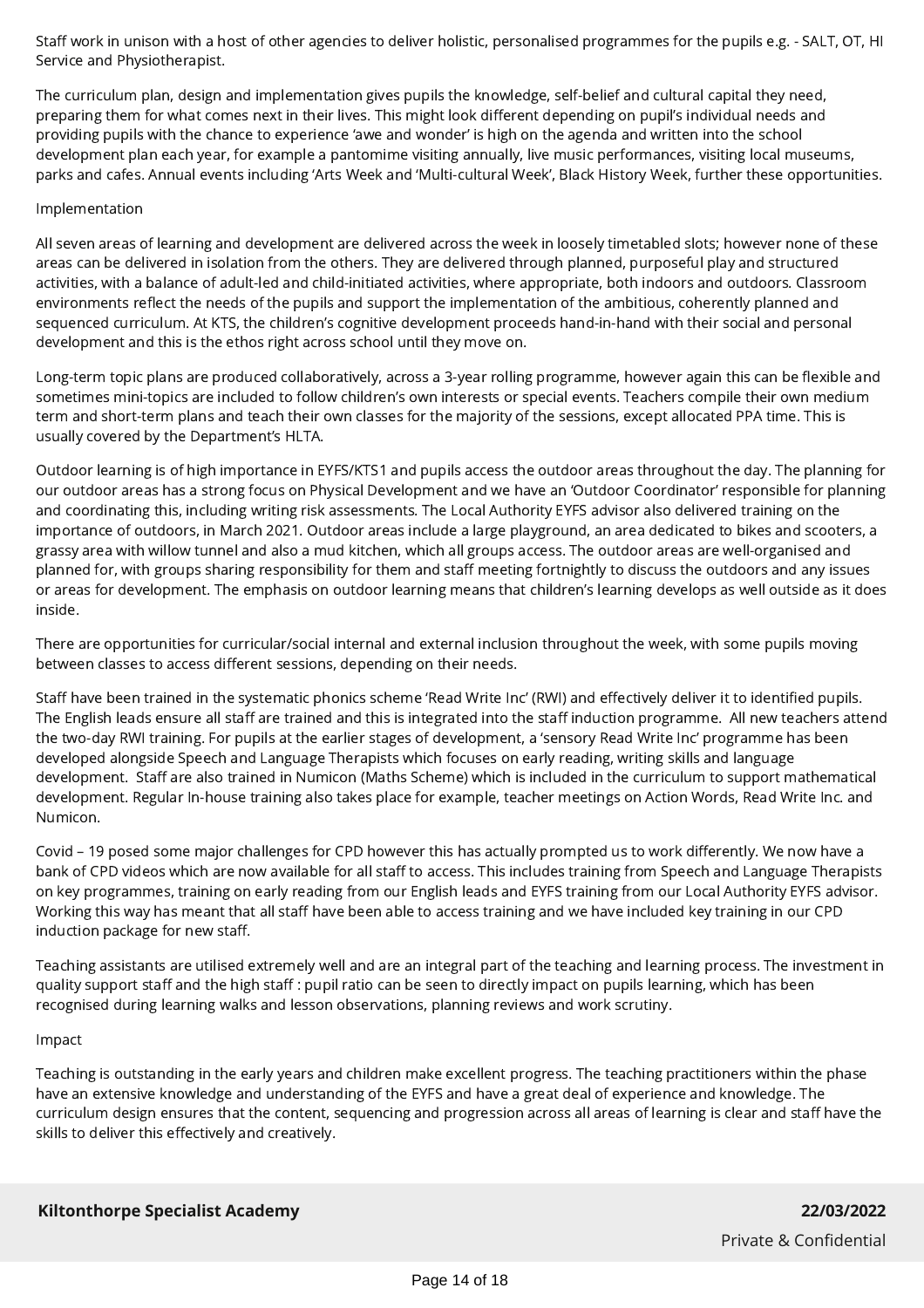Staff work in unison with a host of other agencies to deliver holistic, personalised programmes for the pupils e.g. - SALT, OT, HI Service and Physiotherapist.

The curriculum plan, design and implementation gives pupils the knowledge, self-belief and cultural capital they need, preparing them for what comes next in their lives. This might look different depending on pupil's individual needs and providing pupils with the chance to experience 'awe and wonder' is high on the agenda and written into the school development plan each year, for example a pantomime visiting annually, live music performances, visiting local museums, parks and cafes. Annual events including 'Arts Week and 'Multi-cultural Week', Black History Week, further these opportunities.

Implementation

All seven areas of learning and development are delivered across the week in loosely timetabled slots; however none of these areas can be delivered in isolation from the others. They are delivered through planned, purposeful play and structured activities, with a balance of adult-led and child-initiated activities, where appropriate, both indoors and outdoors. Classroom environments reflect the needs of the pupils and support the implementation of the ambitious, coherently planned and sequenced curriculum. At KTS, the children's cognitive development proceeds hand-in-hand with their social and personal development and this is the ethos right across school until they move on.

Long-term topic plans are produced collaboratively, across a 3-year rolling programme, however again this can be flexible and sometimes mini-topics are included to follow children's own interests or special events. Teachers compile their own medium term and short-term plans and teach their own classes for the majority of the sessions, except allocated PPA time. This is usually covered by the Department's HLTA.

Outdoor learning is of high importance in EYFS/KTS1 and pupils access the outdoor areas throughout the day. The planning for our outdoor areas has a strong focus on Physical Development and we have an 'Outdoor Coordinator' responsible for planning and coordinating this, including writing risk assessments. The Local Authority EYFS advisor also delivered training on the importance of outdoors, in March 2021. Outdoor areas include a large playground, an area dedicated to bikes and scooters, a grassy area with willow tunnel and also a mud kitchen, which all groups access. The outdoor areas are well-organised and planned for, with groups sharing responsibility for them and staff meeting fortnightly to discuss the outdoors and any issues or areas for development. The emphasis on outdoor learning means that children's learning develops as well outside as it does inside.

There are opportunities for curricular/social internal and external inclusion throughout the week, with some pupils moving between classes to access different sessions, depending on their needs.

Staff have been trained in the systematic phonics scheme 'Read Write Inc' (RWI) and effectively deliver it to identified pupils. The English leads ensure all staff are trained and this is integrated into the staff induction programme. All new teachers attend the two-day RWI training. For pupils at the earlier stages of development, a 'sensory Read Write Inc' programme has been developed alongside Speech and Language Therapists which focuses on early reading, writing skills and language development. Staff are also trained in Numicon (Maths Scheme) which is included in the curriculum to support mathematical development. Regular In-house training also takes place for example, teacher meetings on Action Words, Read Write Inc. and Numicon.

Covid – 19 posed some major challenges for CPD however this has actually prompted us to work differently. We now have a bank of CPD videos which are now available for all staff to access. This includes training from Speech and Language Therapists on key programmes, training on early reading from our English leads and EYFS training from our Local Authority EYFS advisor. Working this way has meant that all staff have been able to access training and we have included key training in our CPD induction package for new staff.

Teaching assistants are utilised extremely well and are an integral part of the teaching and learning process. The investment in quality support staff and the high staff : pupil ratio can be seen to directly impact on pupils learning, which has been recognised during learning walks and lesson observations, planning reviews and work scrutiny.

Impact

Teaching is outstanding in the early years and children make excellent progress. The teaching practitioners within the phase have an extensive knowledge and understanding of the EYFS and have a great deal of experience and knowledge. The curriculum design ensures that the content, sequencing and progression across all areas of learning is clear and staff have the skills to deliver this effectively and creatively.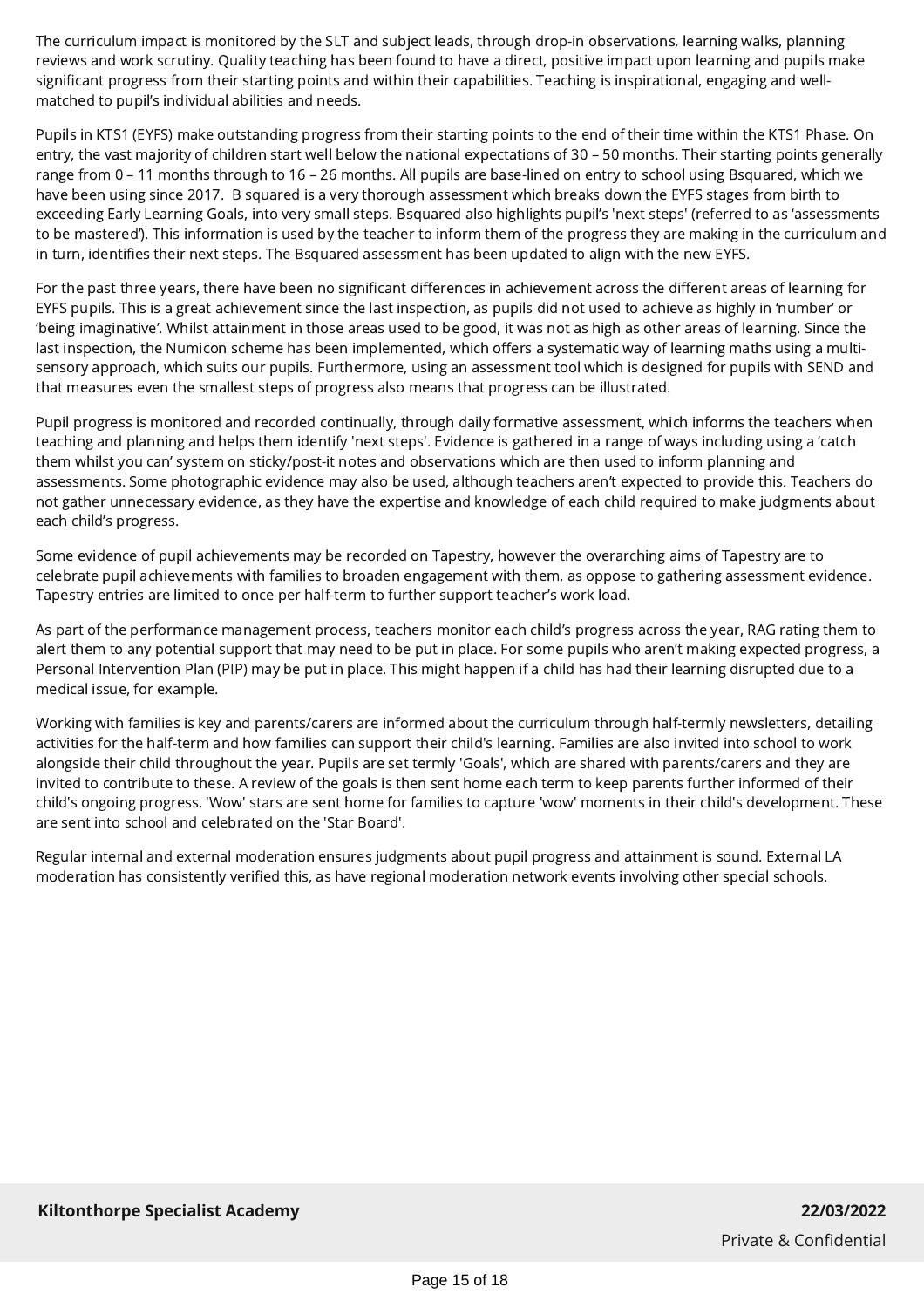The curriculum impact is monitored by the SLT and subject leads, through drop-in observations, learning walks, planning reviews and work scrutiny. Quality teaching has been found to have a direct, positive impact upon learning and pupils make significant progress from their starting points and within their capabilities. Teaching is inspirational, engaging and well-matched to pupil's individual abilities and needs.

Pupils in KTS1 (EYFS) make outstanding progress from their starting points to the end of their time within the KTS1 Phase. On entry, the vast majority of children start well below the national expectations of 30 – 50 months. Their starting points generally range from 0 – 11 months through to 16 – 26 months. All pupils are base-lined on entry to school using Bsquared, which we have been using since 2017. B squared is a very thorough assessment which breaks down the EYFS stages from birth to exceeding Early Learning Goals, into very small steps. Bsquared also highlights pupil's 'next steps' (referred to as 'assessments to be mastered'). This information is used by the teacher to inform them of the progress they are making in the curriculum and in turn, identifies their next steps. The Bsquared assessment has been updated to align with the new EYFS.

For the past three years, there have been no significant differences in achievement across the different areas of learning for EYFS pupils. This is a great achievement since the last inspection, as pupils did not used to achieve as highly in 'number' or 'being imaginative'. Whilst attainment in those areas used to be good, it was not as high as other areas of learning. Since the last inspection, the Numicon scheme has been implemented, which offers a systematic way of learning maths using a multi-sensory approach, which suits our pupils. Furthermore, using an assessment tool which is designed for pupils with SEND and that measures even the smallest steps of progress also means that progress can be illustrated.

Pupil progress is monitored and recorded continually, through daily formative assessment, which informs the teachers when teaching and planning and helps them identify 'next steps'. Evidence is gathered in a range of ways including using a 'catch them whilst you can' system on sticky/post-it notes and observations which are then used to inform planning and assessments. Some photographic evidence may also be used, although teachers aren't expected to provide this. Teachers do not gather unnecessary evidence, as they have the expertise and knowledge of each child required to make judgments about each child's progress.

Some evidence of pupil achievements may be recorded on Tapestry, however the overarching aims of Tapestry are to celebrate pupil achievements with families to broaden engagement with them, as oppose to gathering assessment evidence. Tapestry entries are limited to once per half-term to further support teacher's work load.

As part of the performance management process, teachers monitor each child's progress across the year, RAG rating them to alert them to any potential support that may need to be put in place. For some pupils who aren't making expected progress, a Personal Intervention Plan (PIP) may be put in place. This might happen if a child has had their learning disrupted due to a medical issue, for example.

Working with families is key and parents/carers are informed about the curriculum through half-termly newsletters, detailing activities for the half-term and how families can support their child's learning. Families are also invited into school to work alongside their child throughout the year. Pupils are set termly 'Goals', which are shared with parents/carers and they are invited to contribute to these. A review of the goals is then sent home each term to keep parents further informed of their child's ongoing progress. 'Wow' stars are sent home for families to capture 'wow' moments in their child's development. These are sent into school and celebrated on the 'Star Board'.

Regular internal and external moderation ensures judgments about pupil progress and attainment is sound. External LA moderation has consistently verified this, as have regional moderation network events involving other special schools.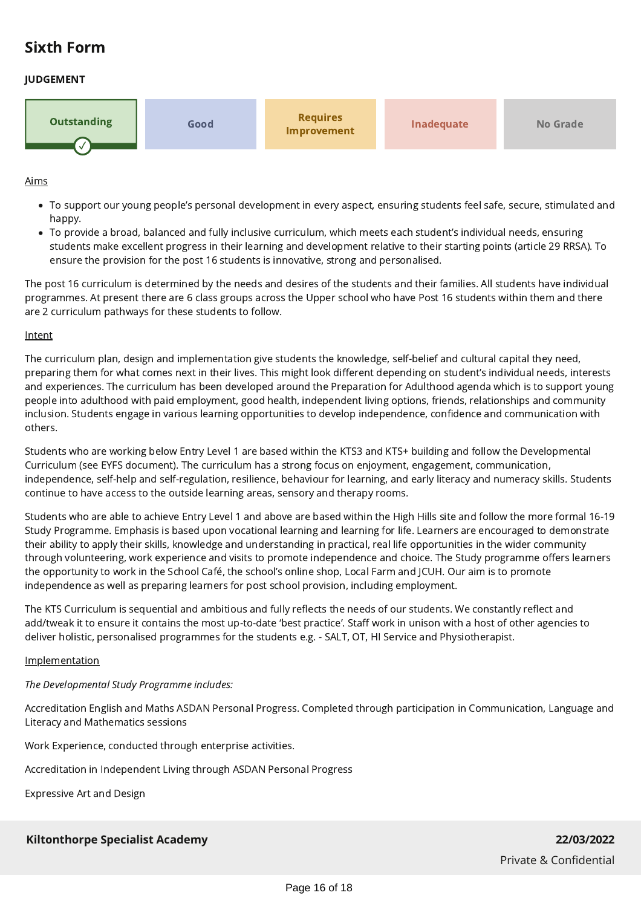## Sixth Form

**JUDGEMENT**

| **Outstanding** ✓ | Good | Requires Improvement | Inadequate | No Grade |
|---|---|---|---|---|

Aims

- To support our young people's personal development in every aspect, ensuring students feel safe, secure, stimulated and happy.
- To provide a broad, balanced and fully inclusive curriculum, which meets each student's individual needs, ensuring students make excellent progress in their learning and development relative to their starting points (article 29 RRSA). To ensure the provision for the post 16 students is innovative, strong and personalised.

The post 16 curriculum is determined by the needs and desires of the students and their families. All students have individual programmes. At present there are 6 class groups across the Upper school who have Post 16 students within them and there are 2 curriculum pathways for these students to follow.

Intent

The curriculum plan, design and implementation give students the knowledge, self-belief and cultural capital they need, preparing them for what comes next in their lives. This might look different depending on student's individual needs, interests and experiences. The curriculum has been developed around the Preparation for Adulthood agenda which is to support young people into adulthood with paid employment, good health, independent living options, friends, relationships and community inclusion. Students engage in various learning opportunities to develop independence, confidence and communication with others.

Students who are working below Entry Level 1 are based within the KTS3 and KTS+ building and follow the Developmental Curriculum (see EYFS document). The curriculum has a strong focus on enjoyment, engagement, communication, independence, self-help and self-regulation, resilience, behaviour for learning, and early literacy and numeracy skills. Students continue to have access to the outside learning areas, sensory and therapy rooms.

Students who are able to achieve Entry Level 1 and above are based within the High Hills site and follow the more formal 16-19 Study Programme. Emphasis is based upon vocational learning and learning for life. Learners are encouraged to demonstrate their ability to apply their skills, knowledge and understanding in practical, real life opportunities in the wider community through volunteering, work experience and visits to promote independence and choice. The Study programme offers learners the opportunity to work in the School Café, the school's online shop, Local Farm and JCUH. Our aim is to promote independence as well as preparing learners for post school provision, including employment.

The KTS Curriculum is sequential and ambitious and fully reflects the needs of our students. We constantly reflect and add/tweak it to ensure it contains the most up-to-date 'best practice'. Staff work in unison with a host of other agencies to deliver holistic, personalised programmes for the students e.g. - SALT, OT, HI Service and Physiotherapist.

Implementation

*The Developmental Study Programme includes:*

Accreditation English and Maths ASDAN Personal Progress. Completed through participation in Communication, Language and Literacy and Mathematics sessions

Work Experience, conducted through enterprise activities.

Accreditation in Independent Living through ASDAN Personal Progress

Expressive Art and Design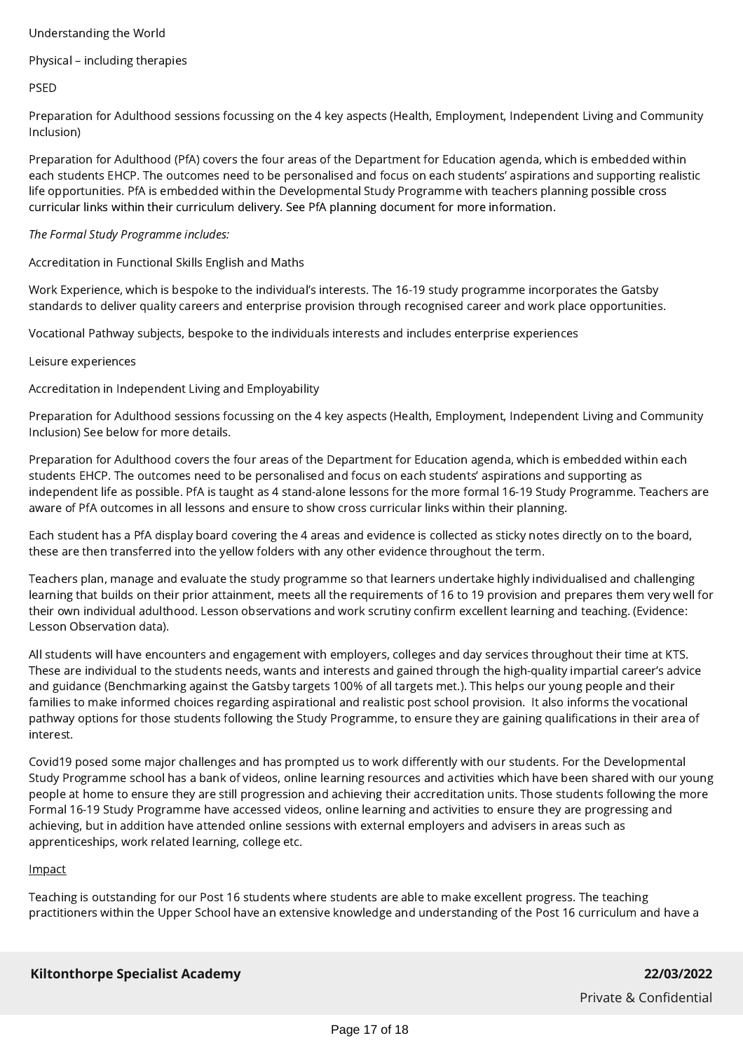Understanding the World

Physical – including therapies

PSED

Preparation for Adulthood sessions focussing on the 4 key aspects (Health, Employment, Independent Living and Community Inclusion)

Preparation for Adulthood (PfA) covers the four areas of the Department for Education agenda, which is embedded within each students EHCP. The outcomes need to be personalised and focus on each students' aspirations and supporting realistic life opportunities. PfA is embedded within the Developmental Study Programme with teachers planning possible cross curricular links within their curriculum delivery. See PfA planning document for more information.

*The Formal Study Programme includes:*

Accreditation in Functional Skills English and Maths

Work Experience, which is bespoke to the individual's interests. The 16-19 study programme incorporates the Gatsby standards to deliver quality careers and enterprise provision through recognised career and work place opportunities.

Vocational Pathway subjects, bespoke to the individuals interests and includes enterprise experiences

Leisure experiences

Accreditation in Independent Living and Employability

Preparation for Adulthood sessions focussing on the 4 key aspects (Health, Employment, Independent Living and Community Inclusion) See below for more details.

Preparation for Adulthood covers the four areas of the Department for Education agenda, which is embedded within each students EHCP. The outcomes need to be personalised and focus on each students' aspirations and supporting as independent life as possible. PfA is taught as 4 stand-alone lessons for the more formal 16-19 Study Programme. Teachers are aware of PfA outcomes in all lessons and ensure to show cross curricular links within their planning.

Each student has a PfA display board covering the 4 areas and evidence is collected as sticky notes directly on to the board, these are then transferred into the yellow folders with any other evidence throughout the term.

Teachers plan, manage and evaluate the study programme so that learners undertake highly individualised and challenging learning that builds on their prior attainment, meets all the requirements of 16 to 19 provision and prepares them very well for their own individual adulthood. Lesson observations and work scrutiny confirm excellent learning and teaching. (Evidence: Lesson Observation data).

All students will have encounters and engagement with employers, colleges and day services throughout their time at KTS. These are individual to the students needs, wants and interests and gained through the high-quality impartial career's advice and guidance (Benchmarking against the Gatsby targets 100% of all targets met.). This helps our young people and their families to make informed choices regarding aspirational and realistic post school provision. It also informs the vocational pathway options for those students following the Study Programme, to ensure they are gaining qualifications in their area of interest.

Covid19 posed some major challenges and has prompted us to work differently with our students. For the Developmental Study Programme school has a bank of videos, online learning resources and activities which have been shared with our young people at home to ensure they are still progression and achieving their accreditation units. Those students following the more Formal 16-19 Study Programme have accessed videos, online learning and activities to ensure they are progressing and achieving, but in addition have attended online sessions with external employers and advisers in areas such as apprenticeships, work related learning, college etc.

Impact

Teaching is outstanding for our Post 16 students where students are able to make excellent progress. The teaching practitioners within the Upper School have an extensive knowledge and understanding of the Post 16 curriculum and have a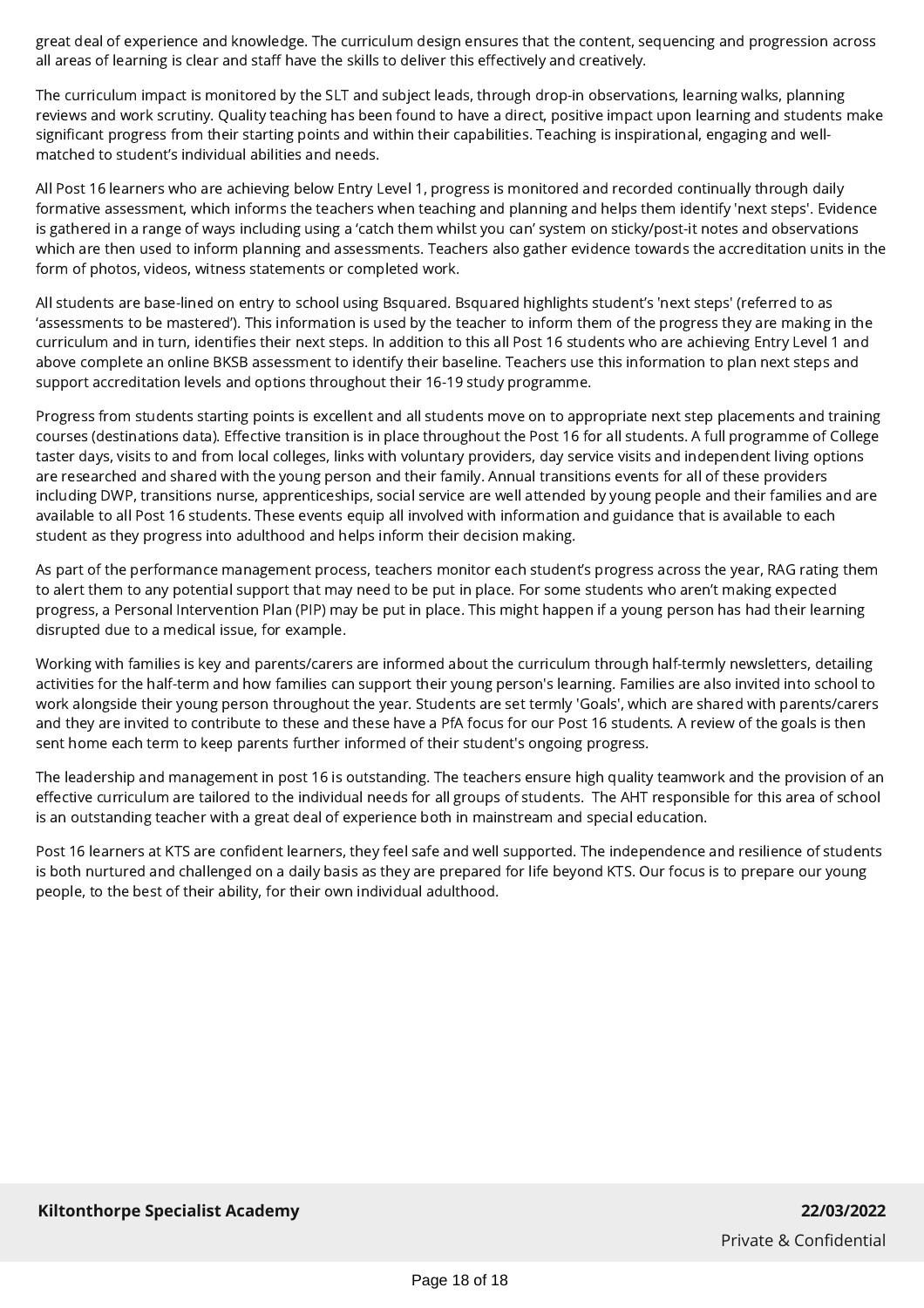great deal of experience and knowledge. The curriculum design ensures that the content, sequencing and progression across all areas of learning is clear and staff have the skills to deliver this effectively and creatively.

The curriculum impact is monitored by the SLT and subject leads, through drop-in observations, learning walks, planning reviews and work scrutiny. Quality teaching has been found to have a direct, positive impact upon learning and students make significant progress from their starting points and within their capabilities. Teaching is inspirational, engaging and well-matched to student's individual abilities and needs.

All Post 16 learners who are achieving below Entry Level 1, progress is monitored and recorded continually through daily formative assessment, which informs the teachers when teaching and planning and helps them identify 'next steps'. Evidence is gathered in a range of ways including using a 'catch them whilst you can' system on sticky/post-it notes and observations which are then used to inform planning and assessments. Teachers also gather evidence towards the accreditation units in the form of photos, videos, witness statements or completed work.

All students are base-lined on entry to school using Bsquared. Bsquared highlights student's 'next steps' (referred to as 'assessments to be mastered'). This information is used by the teacher to inform them of the progress they are making in the curriculum and in turn, identifies their next steps. In addition to this all Post 16 students who are achieving Entry Level 1 and above complete an online BKSB assessment to identify their baseline. Teachers use this information to plan next steps and support accreditation levels and options throughout their 16-19 study programme.

Progress from students starting points is excellent and all students move on to appropriate next step placements and training courses (destinations data). Effective transition is in place throughout the Post 16 for all students. A full programme of College taster days, visits to and from local colleges, links with voluntary providers, day service visits and independent living options are researched and shared with the young person and their family. Annual transitions events for all of these providers including DWP, transitions nurse, apprenticeships, social service are well attended by young people and their families and are available to all Post 16 students. These events equip all involved with information and guidance that is available to each student as they progress into adulthood and helps inform their decision making.

As part of the performance management process, teachers monitor each student's progress across the year, RAG rating them to alert them to any potential support that may need to be put in place. For some students who aren't making expected progress, a Personal Intervention Plan (PIP) may be put in place. This might happen if a young person has had their learning disrupted due to a medical issue, for example.

Working with families is key and parents/carers are informed about the curriculum through half-termly newsletters, detailing activities for the half-term and how families can support their young person's learning. Families are also invited into school to work alongside their young person throughout the year. Students are set termly 'Goals', which are shared with parents/carers and they are invited to contribute to these and these have a PfA focus for our Post 16 students. A review of the goals is then sent home each term to keep parents further informed of their student's ongoing progress.

The leadership and management in post 16 is outstanding. The teachers ensure high quality teamwork and the provision of an effective curriculum are tailored to the individual needs for all groups of students. The AHT responsible for this area of school is an outstanding teacher with a great deal of experience both in mainstream and special education.

Post 16 learners at KTS are confident learners, they feel safe and well supported. The independence and resilience of students is both nurtured and challenged on a daily basis as they are prepared for life beyond KTS. Our focus is to prepare our young people, to the best of their ability, for their own individual adulthood.